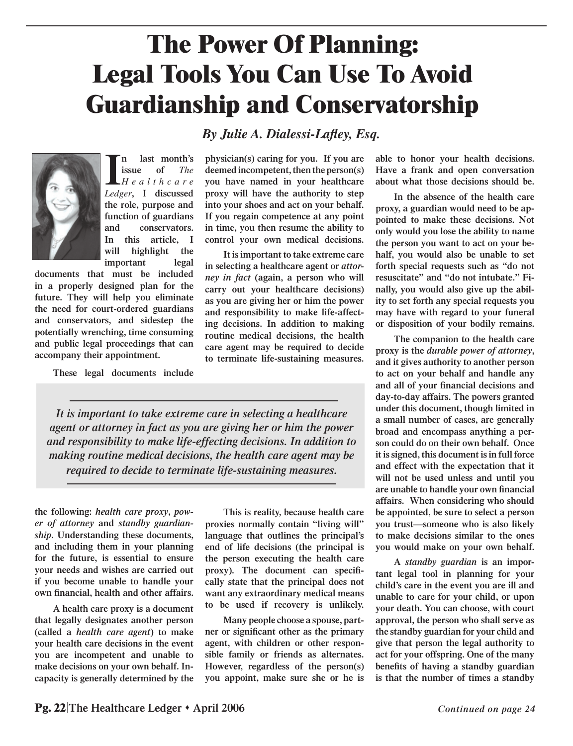# The Power Of Planning: Legal Tools You Can Use To Avoid Guardianship and Conservatorship

*By Julie A. Dialessi-Lafley, Esq.*

**In last month's issue of *The Healthcare Ledger*, I discussed the role, purpose and function of guardians and conservators. In this article, I will highlight the important legal documents that must be included in a properly designed plan for the future. They will help you eliminate the need for court-ordered guardians and conservators, and sidestep the potentially wrenching, time consuming and public legal proceedings that can accompany their appointment.**

**These legal documents include the following: *health care proxy*, *power of attorney* and *standby guardianship*. Understanding these documents, and including them in your planning for the future, is essential to ensure your needs and wishes are carried out if you become unable to handle your own financial, health and other affairs.**

**A health care proxy is a document that legally designates another person (called a *health care agent*) to make your health care decisions in the event you are incompetent and unable to make decisions on your own behalf. Incapacity is generally determined by the physician(s) caring for you. If you are deemed incompetent, then the person(s) you have named in your healthcare proxy will have the authority to step into your shoes and act on your behalf. If you regain competence at any point in time, you then resume the ability to control your own medical decisions.**

**It is important to take extreme care in selecting a healthcare agent or *attorney in fact* (again, a person who will carry out your healthcare decisions) as you are giving her or him the power and responsibility to make life-affecting decisions. In addition to making routine medical decisions, the health care agent may be required to decide to terminate life-sustaining measures.**

> *It is important to take extreme care in selecting a healthcare agent or attorney in fact as you are giving her or him the power and responsibility to make life-effecting decisions. In addition to making routine medical decisions, the health care agent may be required to decide to terminate life-sustaining measures.*

**This is reality, because health care proxies normally contain "living will" language that outlines the principal's end of life decisions (the principal is the person executing the health care proxy). The document can specifically state that the principal does not want any extraordinary medical means to be used if recovery is unlikely.**

**Many people choose a spouse, partner or significant other as the primary agent, with children or other responsible family or friends as alternates. However, regardless of the person(s) you appoint, make sure she or he is able to honor your health decisions. Have a frank and open conversation about what those decisions should be.**

**In the absence of the health care proxy, a guardian would need to be appointed to make these decisions. Not only would you lose the ability to name the person you want to act on your behalf, you would also be unable to set forth special requests such as "do not resuscitate" and "do not intubate." Finally, you would also give up the ability to set forth any special requests you may have with regard to your funeral or disposition of your bodily remains.**

**The companion to the health care proxy is the *durable power of attorney*, and it gives authority to another person to act on your behalf and handle any and all of your financial decisions and day-to-day affairs. The powers granted under this document, though limited in a small number of cases, are generally broad and encompass anything a person could do on their own behalf. Once it is signed, this document is in full force and effect with the expectation that it will not be used unless and until you are unable to handle your own financial affairs. When considering who should be appointed, be sure to select a person you trust—someone who is also likely to make decisions similar to the ones you would make on your own behalf.**

**A *standby guardian* is an important legal tool in planning for your child's care in the event you are ill and unable to care for your child, or upon your death. You can choose, with court approval, the person who shall serve as the standby guardian for your child and give that person the legal authority to act for your offspring. One of the many benefits of having a standby guardian is that the number of times a standby**

*Continued on page 24*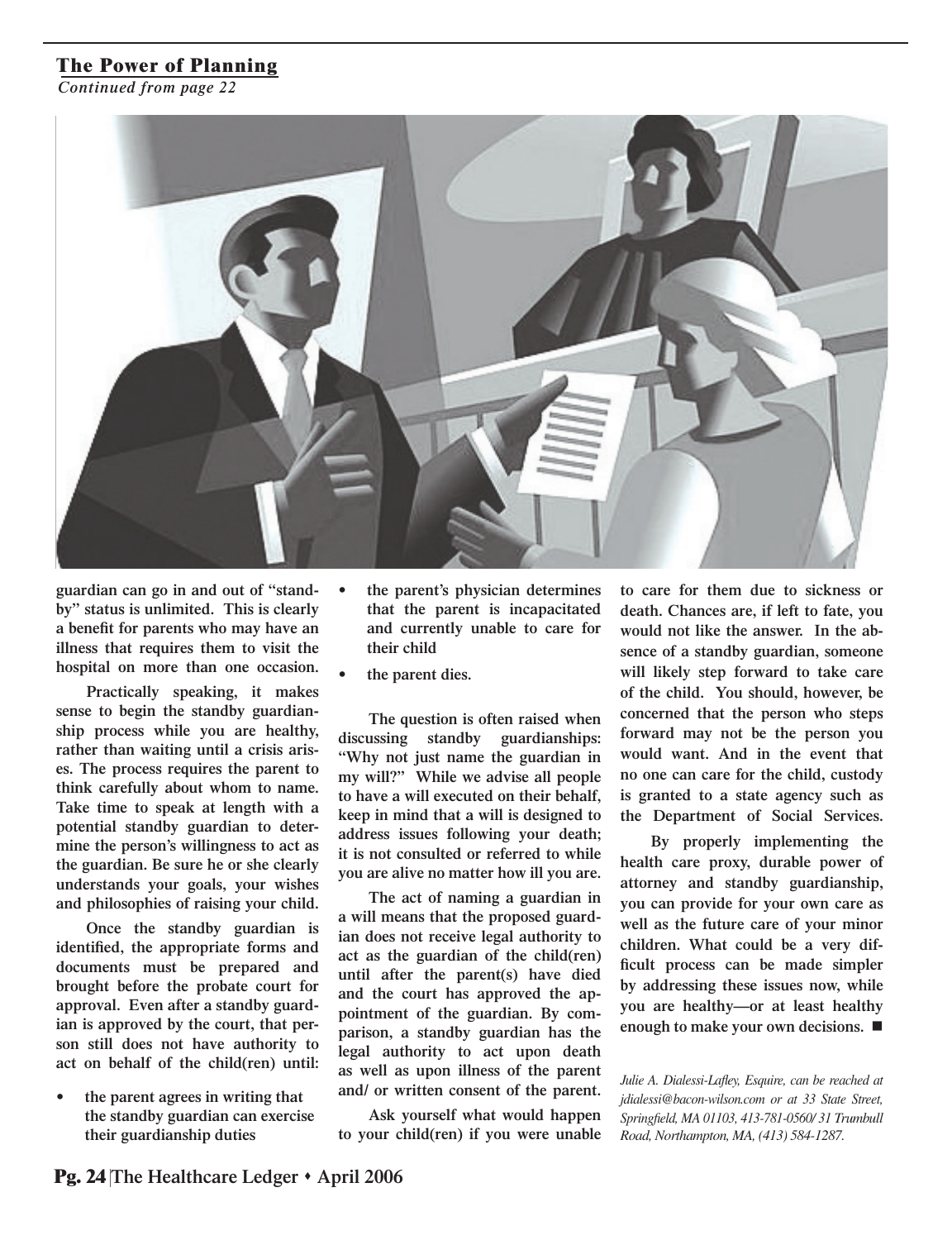## The Power of Planning

*Continued from page 22*

guardian can go in and out of "standby" status is unlimited. This is clearly a benefit for parents who may have an illness that requires them to visit the hospital on more than one occasion.

Practically speaking, it makes sense to begin the standby guardianship process while you are healthy, rather than waiting until a crisis arises. The process requires the parent to think carefully about whom to name. Take time to speak at length with a potential standby guardian to determine the person's willingness to act as the guardian. Be sure he or she clearly understands your goals, your wishes and philosophies of raising your child.

Once the standby guardian is identified, the appropriate forms and documents must be prepared and brought before the probate court for approval. Even after a standby guardian is approved by the court, that person still does not have authority to act on behalf of the child(ren) until:

- the parent agrees in writing that the standby guardian can exercise their guardianship duties
- the parent's physician determines that the parent is incapacitated and currently unable to care for their child
- the parent dies.

The question is often raised when discussing standby guardianships: "Why not just name the guardian in my will?" While we advise all people to have a will executed on their behalf, keep in mind that a will is designed to address issues following your death; it is not consulted or referred to while you are alive no matter how ill you are.

The act of naming a guardian in a will means that the proposed guardian does not receive legal authority to act as the guardian of the child(ren) until after the parent(s) have died and the court has approved the appointment of the guardian. By comparison, a standby guardian has the legal authority to act upon death as well as upon illness of the parent and/ or written consent of the parent.

Ask yourself what would happen to your child(ren) if you were unable to care for them due to sickness or death. Chances are, if left to fate, you would not like the answer. In the absence of a standby guardian, someone will likely step forward to take care of the child. You should, however, be concerned that the person who steps forward may not be the person you would want. And in the event that no one can care for the child, custody is granted to a state agency such as the Department of Social Services.

By properly implementing the health care proxy, durable power of attorney and standby guardianship, you can provide for your own care as well as the future care of your minor children. What could be a very difficult process can be made simpler by addressing these issues now, while you are healthy—or at least healthy enough to make your own decisions. ■

*Julie A. Dialessi-Lafley, Esquire, can be reached at jdialessi@bacon-wilson.com or at 33 State Street, Springfield, MA 01103, 413-781-0560/ 31 Trumbull Road, Northampton, MA, (413) 584-1287.*